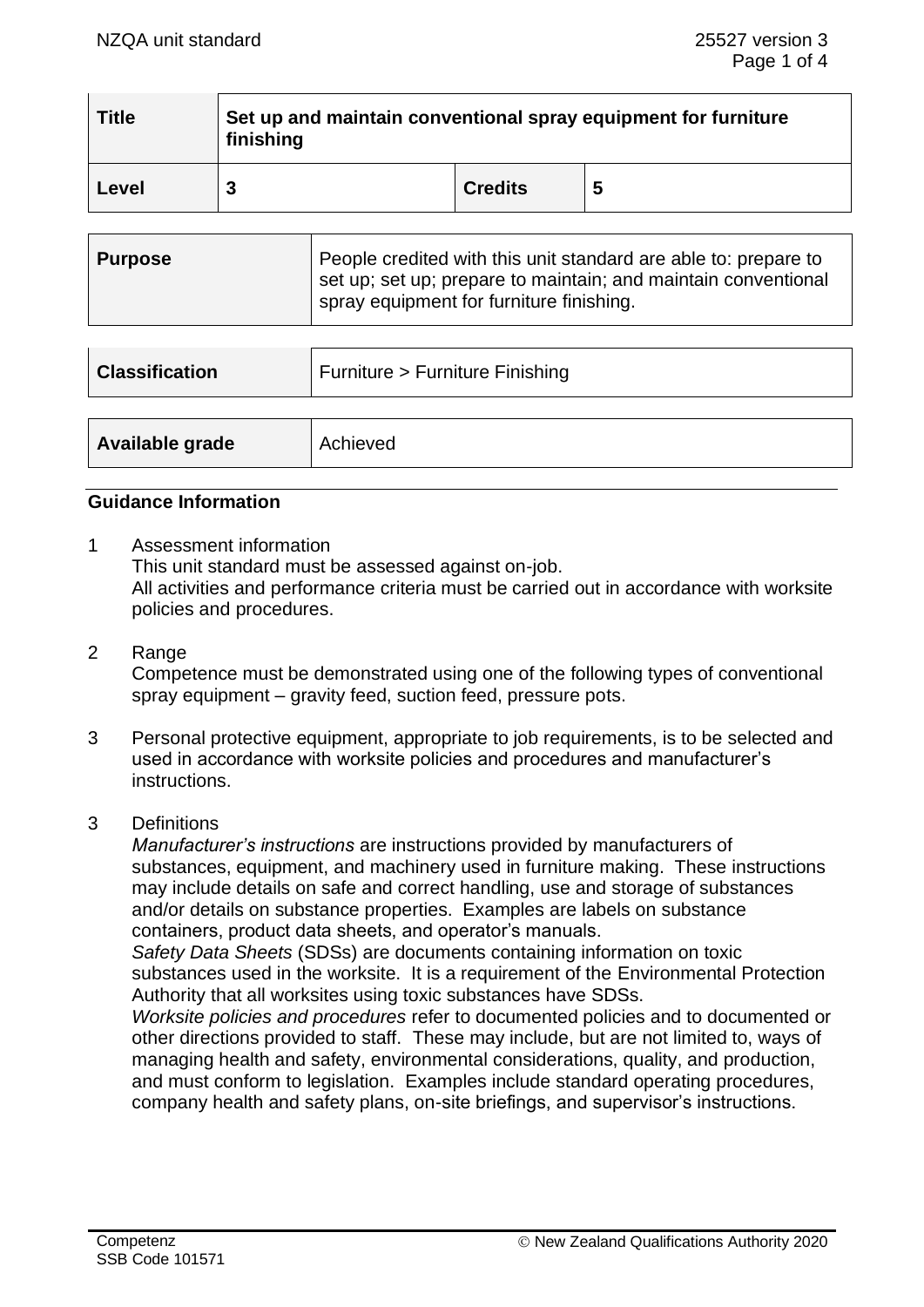| Title | Set up and maintain conventional spray equipment for furniture finishing | | |
|---|---|---|---|
| Level | 3 | Credits | 5 |

| Purpose | People credited with this unit standard are able to: prepare to set up; set up; prepare to maintain; and maintain conventional spray equipment for furniture finishing. |
|---|---|

| Classification | Furniture > Furniture Finishing |
|---|---|

| Available grade | Achieved |
|---|---|

## Guidance Information

1 Assessment information
This unit standard must be assessed against on-job.
All activities and performance criteria must be carried out in accordance with worksite policies and procedures.

2 Range
Competence must be demonstrated using one of the following types of conventional spray equipment – gravity feed, suction feed, pressure pots.

3 Personal protective equipment, appropriate to job requirements, is to be selected and used in accordance with worksite policies and procedures and manufacturer's instructions.

3 Definitions
*Manufacturer's instructions* are instructions provided by manufacturers of substances, equipment, and machinery used in furniture making. These instructions may include details on safe and correct handling, use and storage of substances and/or details on substance properties. Examples are labels on substance containers, product data sheets, and operator's manuals.
*Safety Data Sheets* (SDSs) are documents containing information on toxic substances used in the worksite. It is a requirement of the Environmental Protection Authority that all worksites using toxic substances have SDSs.
*Worksite policies and procedures* refer to documented policies and to documented or other directions provided to staff. These may include, but are not limited to, ways of managing health and safety, environmental considerations, quality, and production, and must conform to legislation. Examples include standard operating procedures, company health and safety plans, on-site briefings, and supervisor's instructions.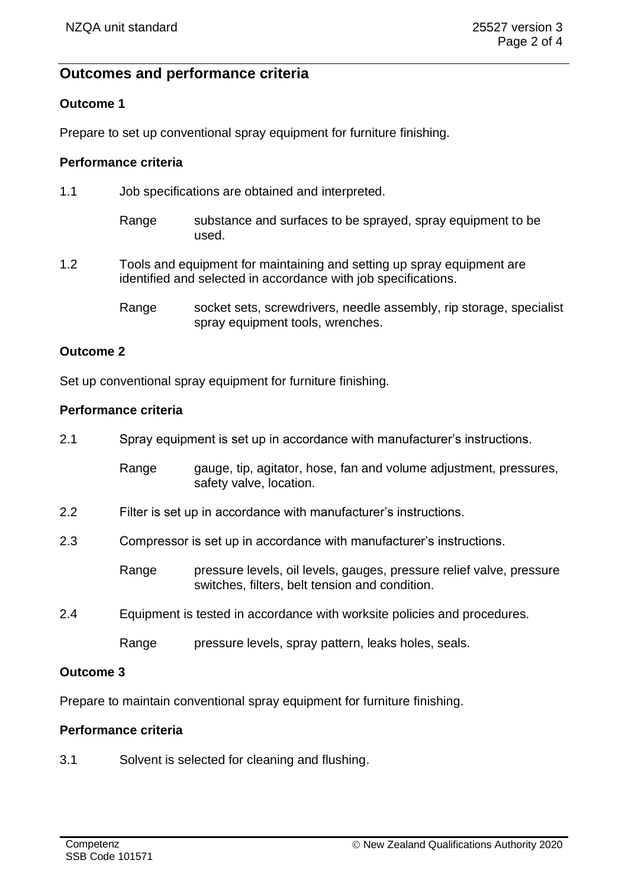## Outcomes and performance criteria

### Outcome 1

Prepare to set up conventional spray equipment for furniture finishing.

#### Performance criteria

1.1 Job specifications are obtained and interpreted.

Range substance and surfaces to be sprayed, spray equipment to be used.

1.2 Tools and equipment for maintaining and setting up spray equipment are identified and selected in accordance with job specifications.

Range socket sets, screwdrivers, needle assembly, rip storage, specialist spray equipment tools, wrenches.

### Outcome 2

Set up conventional spray equipment for furniture finishing.

#### Performance criteria

2.1 Spray equipment is set up in accordance with manufacturer's instructions.

Range gauge, tip, agitator, hose, fan and volume adjustment, pressures, safety valve, location.

2.2 Filter is set up in accordance with manufacturer's instructions.

2.3 Compressor is set up in accordance with manufacturer's instructions.

Range pressure levels, oil levels, gauges, pressure relief valve, pressure switches, filters, belt tension and condition.

2.4 Equipment is tested in accordance with worksite policies and procedures.

Range pressure levels, spray pattern, leaks holes, seals.

### Outcome 3

Prepare to maintain conventional spray equipment for furniture finishing.

#### Performance criteria

3.1 Solvent is selected for cleaning and flushing.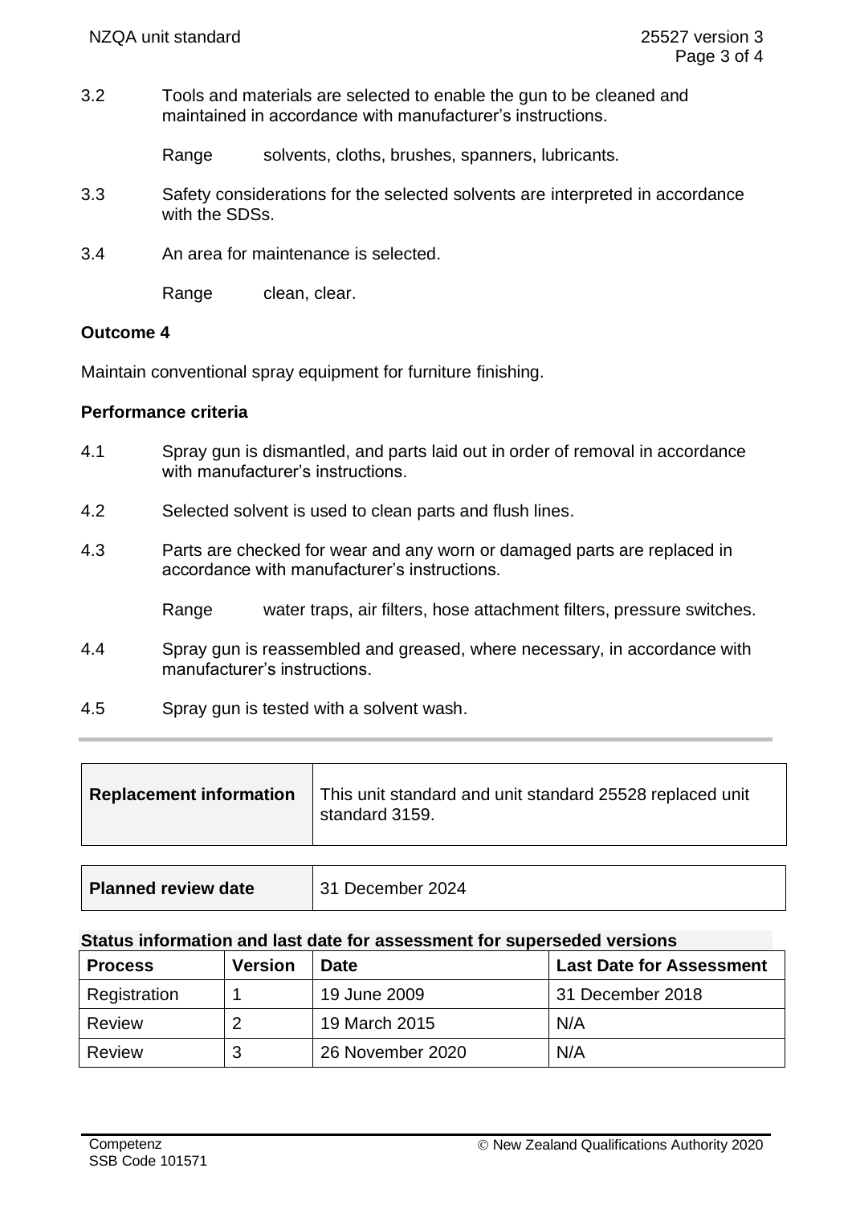3.2 Tools and materials are selected to enable the gun to be cleaned and maintained in accordance with manufacturer's instructions.

Range solvents, cloths, brushes, spanners, lubricants.

3.3 Safety considerations for the selected solvents are interpreted in accordance with the SDSs.

3.4 An area for maintenance is selected.

Range clean, clear.

**Outcome 4**

Maintain conventional spray equipment for furniture finishing.

**Performance criteria**

4.1 Spray gun is dismantled, and parts laid out in order of removal in accordance with manufacturer's instructions.

4.2 Selected solvent is used to clean parts and flush lines.

4.3 Parts are checked for wear and any worn or damaged parts are replaced in accordance with manufacturer's instructions.

Range water traps, air filters, hose attachment filters, pressure switches.

4.4 Spray gun is reassembled and greased, where necessary, in accordance with manufacturer's instructions.

4.5 Spray gun is tested with a solvent wash.

| **Replacement information** | This unit standard and unit standard 25528 replaced unit standard 3159. |
|---|---|

| **Planned review date** | 31 December 2024 |
|---|---|

**Status information and last date for assessment for superseded versions**

| Process | Version | Date | Last Date for Assessment |
|---|---|---|---|
| Registration | 1 | 19 June 2009 | 31 December 2018 |
| Review | 2 | 19 March 2015 | N/A |
| Review | 3 | 26 November 2020 | N/A |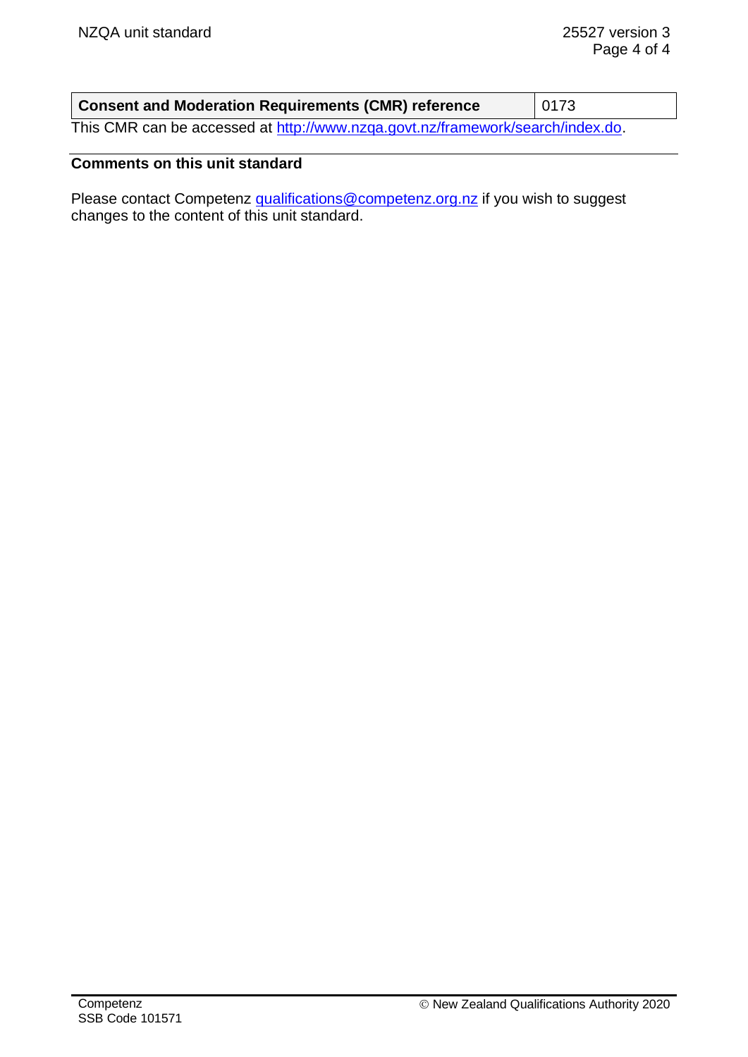| Consent and Moderation Requirements (CMR) reference | 0173 |
| --- | --- |

This CMR can be accessed at http://www.nzqa.govt.nz/framework/search/index.do.

## Comments on this unit standard

Please contact Competenz qualifications@competenz.org.nz if you wish to suggest changes to the content of this unit standard.